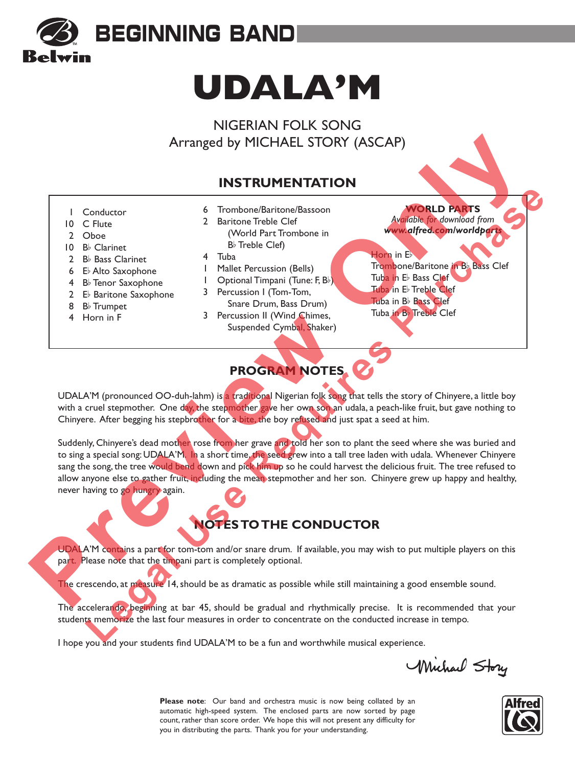BEGINNING BAND

Belwin

# UDALA'M

NIGERIAN FOLK SONG
Arranged by MICHAEL STORY (ASCAP)

## INSTRUMENTATION

- 1 Conductor
- 10 C Flute
- 2 Oboe
- 10 B♭ Clarinet
- 2 B♭ Bass Clarinet
- 6 E♭ Alto Saxophone
- 4 B♭ Tenor Saxophone
- 2 E♭ Baritone Saxophone
- 8 B♭ Trumpet
- 4 Horn in F
- 6 Trombone/Baritone/Bassoon
- 2 Baritone Treble Clef (World Part Trombone in B♭ Treble Clef)
- 4 Tuba
- 1 Mallet Percussion (Bells)
- 1 Optional Timpani (Tune: F, B♭)
- 3 Percussion I (Tom-Tom, Snare Drum, Bass Drum)
- 3 Percussion II (Wind Chimes, Suspended Cymbal, Shaker)

**WORLD PARTS**
*Available for download from*
***www.alfred.com/worldparts***

- Horn in E♭
- Trombone/Baritone in B♭ Bass Clef
- Tuba in E♭ Bass Clef
- Tuba in E♭ Treble Clef
- Tuba in B♭ Bass Clef
- Tuba in B♭ Treble Clef

## PROGRAM NOTES

UDALA'M (pronounced OO-duh-lahm) is a traditional Nigerian folk song that tells the story of Chinyere, a little boy with a cruel stepmother. One day, the stepmother gave her own son an udala, a peach-like fruit, but gave nothing to Chinyere. After begging his stepbrother for a bite, the boy refused and just spat a seed at him.

Suddenly, Chinyere's dead mother rose from her grave and told her son to plant the seed where she was buried and to sing a special song: UDALA'M. In a short time, the seed grew into a tall tree laden with udala. Whenever Chinyere sang the song, the tree would bend down and pick him up so he could harvest the delicious fruit. The tree refused to allow anyone else to gather fruit, including the mean stepmother and her son. Chinyere grew up happy and healthy, never having to go hungry again.

## NOTES TO THE CONDUCTOR

UDALA'M contains a part for tom-tom and/or snare drum. If available, you may wish to put multiple players on this part. Please note that the timpani part is completely optional.

The crescendo, at measure 14, should be as dramatic as possible while still maintaining a good ensemble sound.

The accelerando, beginning at bar 45, should be gradual and rhythmically precise. It is recommended that your students memorize the last four measures in order to concentrate on the conducted increase in tempo.

I hope you and your students find UDALA'M to be a fun and worthwhile musical experience.

Michael Story

**Please note**: Our band and orchestra music is now being collated by an automatic high-speed system. The enclosed parts are now sorted by page count, rather than score order. We hope this will not present any difficulty for you in distributing the parts. Thank you for your understanding.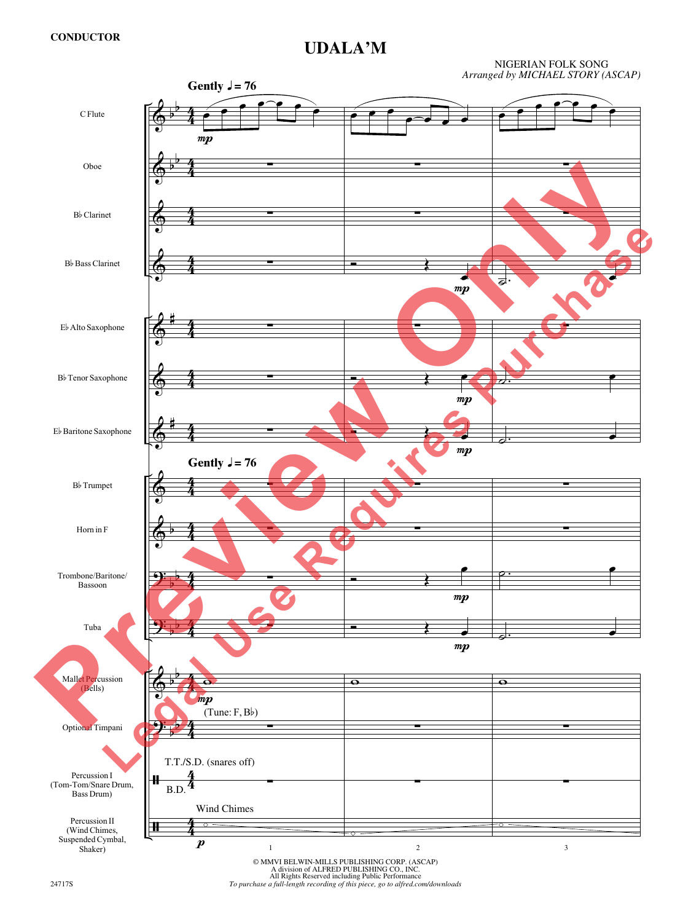**CONDUCTOR**

# UDALA'M

NIGERIAN FOLK SONG
*Arranged by MICHAEL STORY (ASCAP)*

© MMVI BELWIN-MILLS PUBLISHING CORP. (ASCAP)
A division of ALFRED PUBLISHING CO., INC.
All Rights Reserved including Public Performance
*To purchase a full-length recording of this piece, go to alfred.com/downloads*

24717S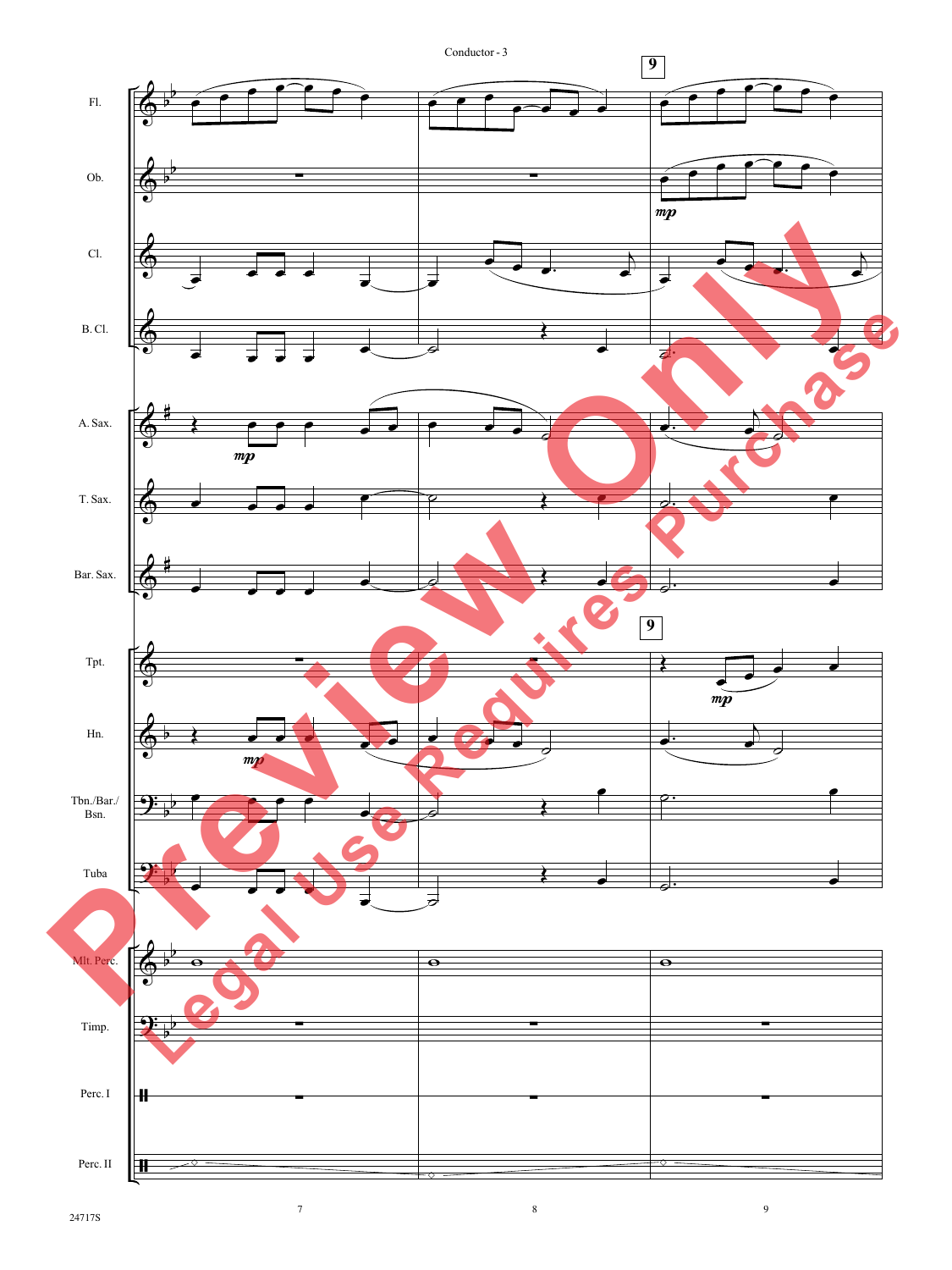Conductor - 3

Fl.

Ob.

Cl.

B. Cl.

A. Sax.

T. Sax.

Bar. Sax.

Tpt.

Hn.

Tbn./Bar./ Bsn.

Tuba

Mlt. Perc.

Timp.

Perc. I

Perc. II

9

*mp*

7 8 9

24717S

Preview Only

Legal Use Requires Purchase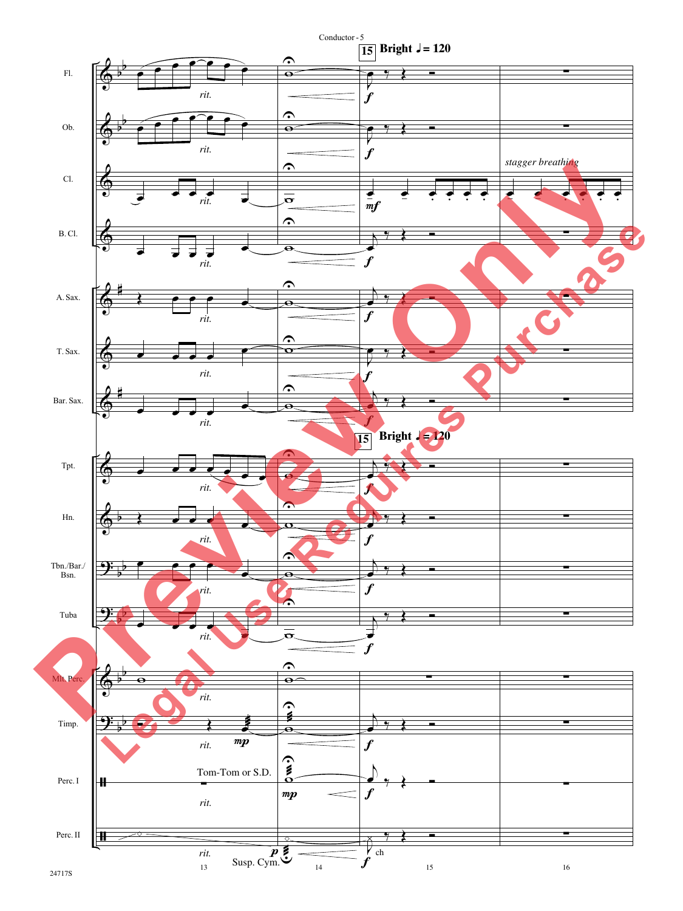Conductor - 5

**15** **Bright ♩= 120**

Fl.

Ob.

Cl.

*stagger breathing*

B. Cl.

A. Sax.

T. Sax.

Bar. Sax.

**15** **Bright ♩= 120**

Tpt.

Hn.

Tbn./Bar./Bsn.

Tuba

Mlt. Perc.

Timp.

Perc. I

Tom-Tom or S.D.

Perc. II

Susp. Cym.

*rit.*

*mf* *f* *mp* *p*

ch

13 14 15 16

24717S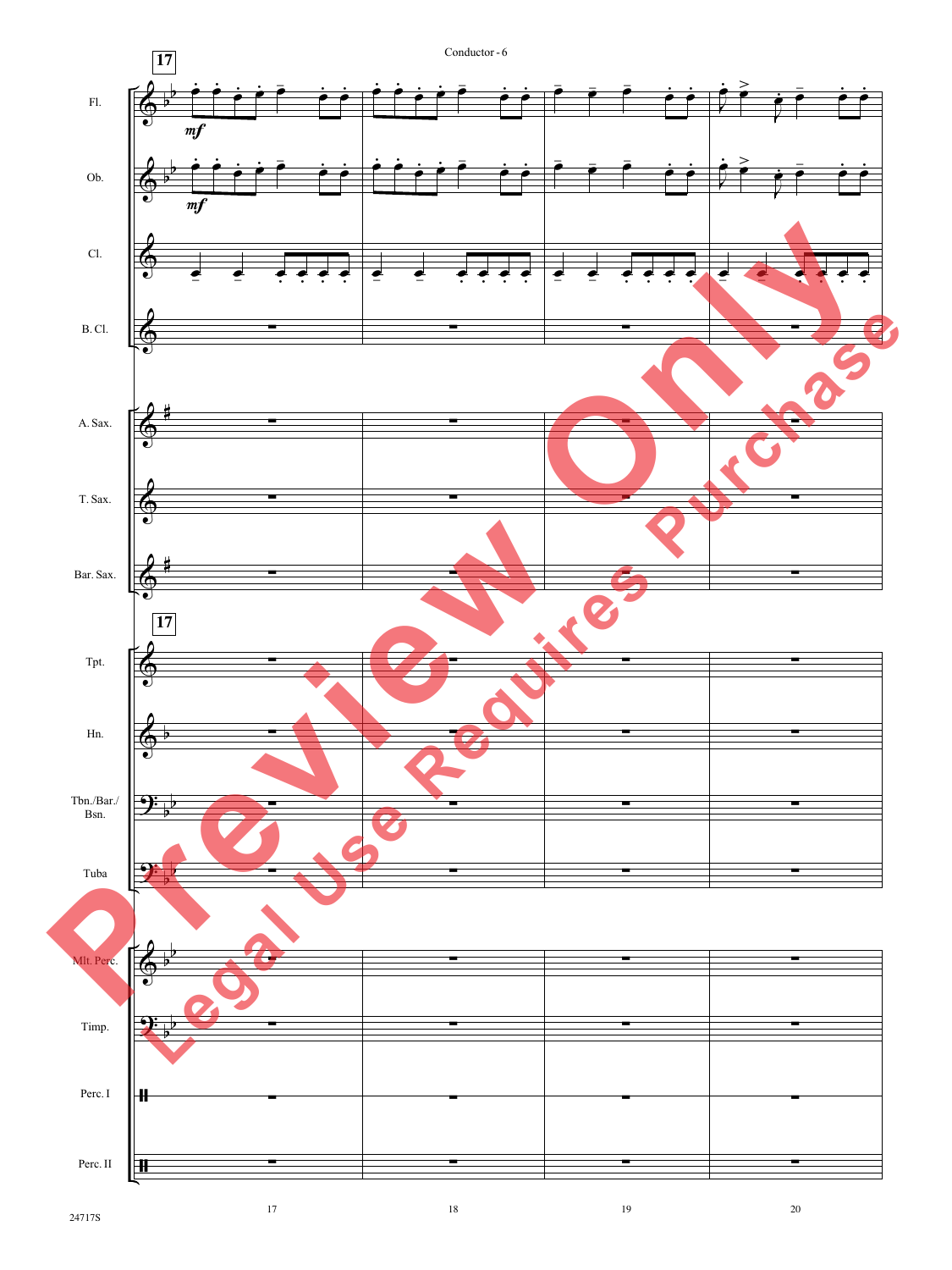Fl.

Ob.

Cl.

B. Cl.

A. Sax.

T. Sax.

Bar. Sax.

Tpt.

Hn.

Tbn./Bar./Bsn.

Tuba

Mlt. Perc.

Timp.

Perc. I

Perc. II

Preview Only

Legal Use Requires Purchase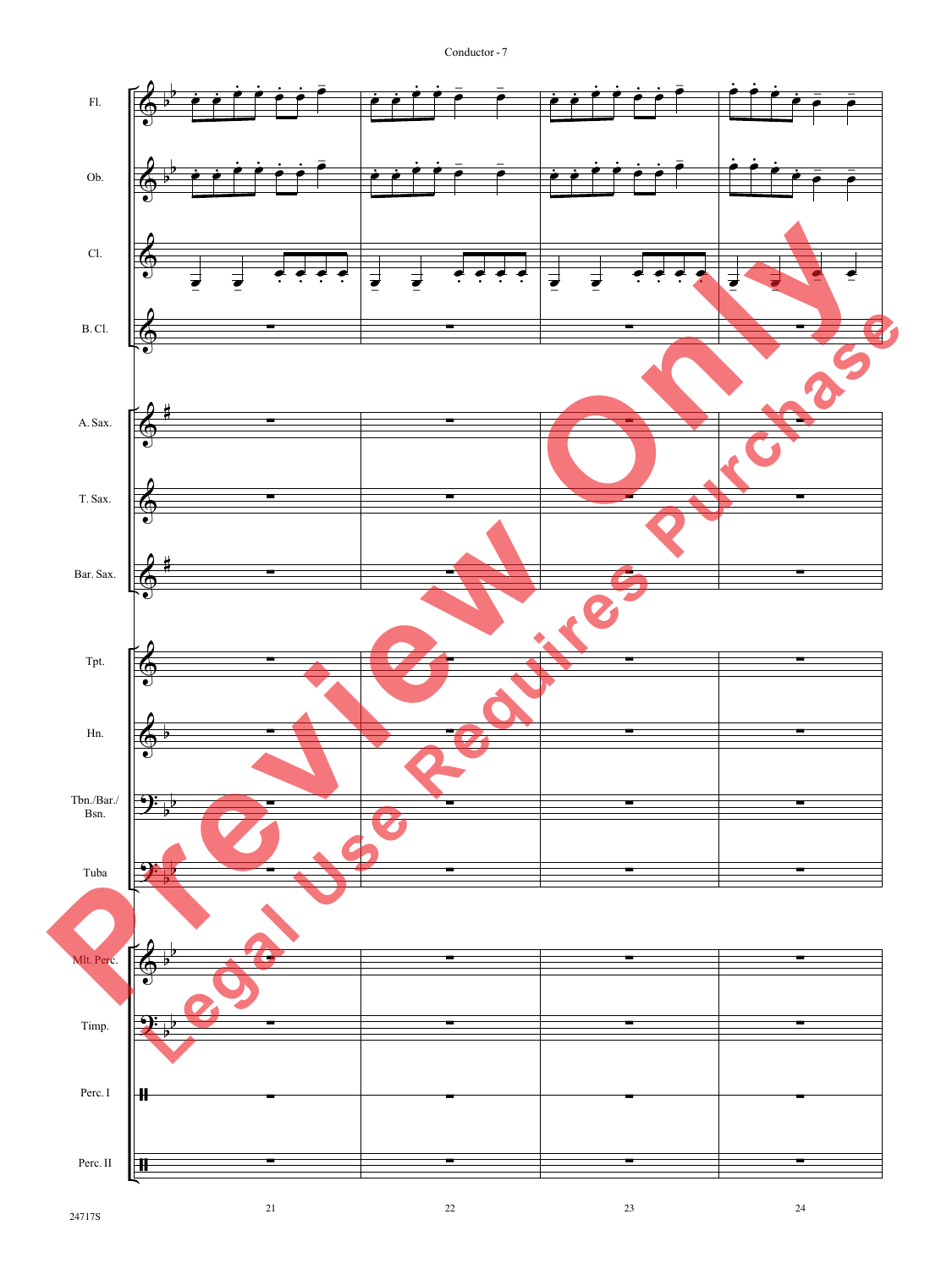Fl.

Ob.

Cl.

B. Cl.

A. Sax.

T. Sax.

Bar. Sax.

Tpt.

Hn.

Tbn./Bar./Bsn.

Tuba

Mlt. Perc.

Timp.

Perc. I

Perc. II

21 22 23 24

24717S

Preview Only

Legal Use Requires Purchase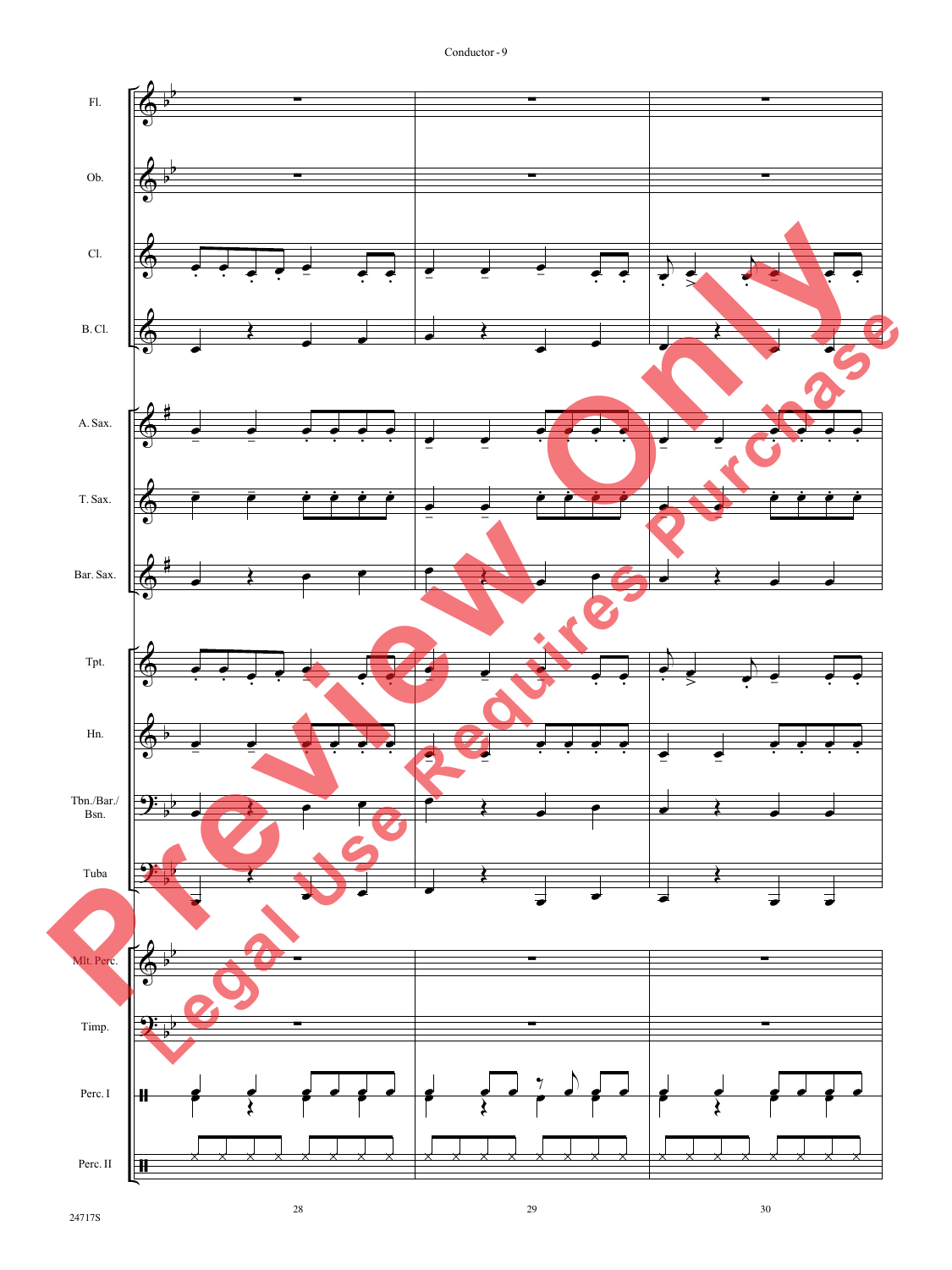Fl.

Ob.

Cl.

B. Cl.

A. Sax.

T. Sax.

Bar. Sax.

Tpt.

Hn.

Tbn./Bar./ Bsn.

Tuba

Mlt. Perc.

Timp.

Perc. I

Perc. II

28

29

30

24717S

Preview Only

Legal Use Requires Purchase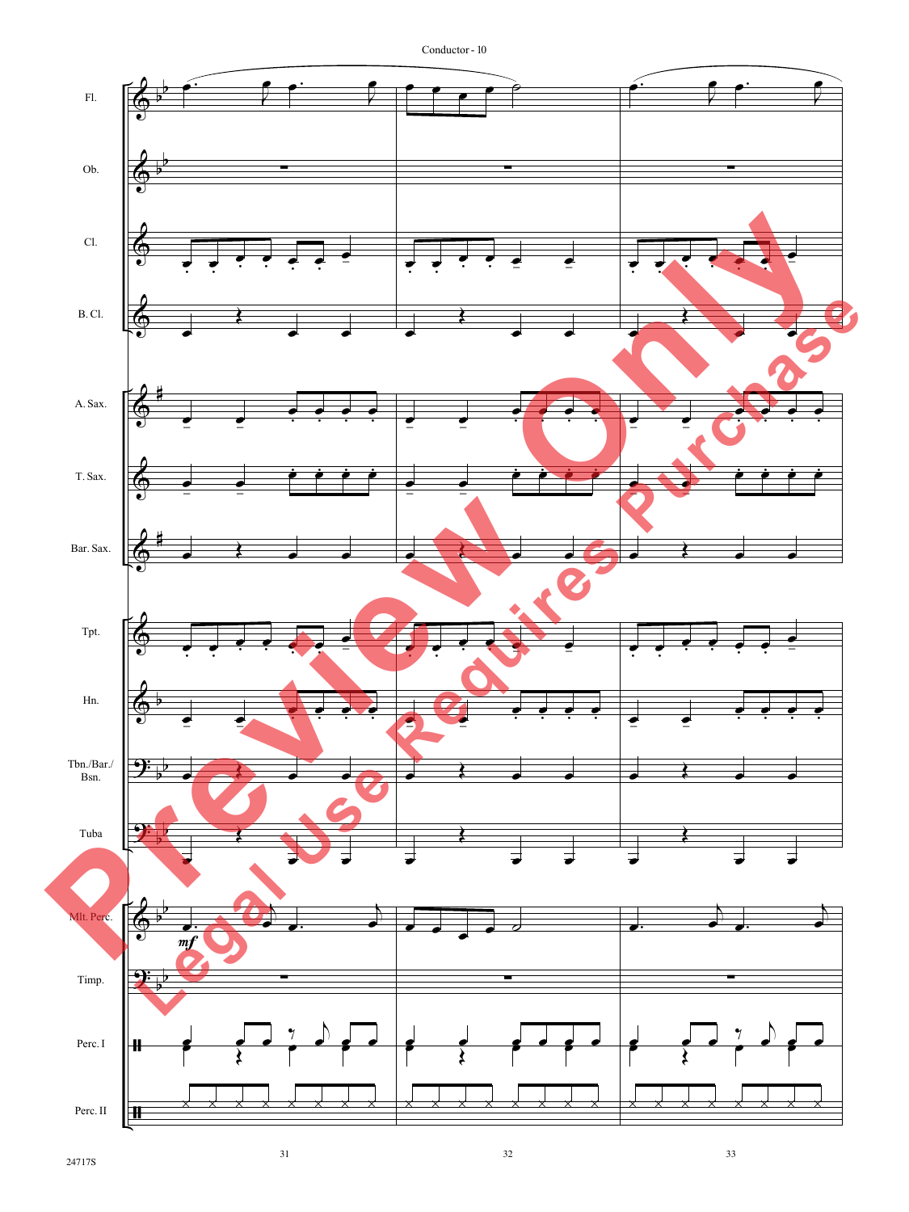Fl.

Ob.

Cl.

B. Cl.

A. Sax.

T. Sax.

Bar. Sax.

Tpt.

Hn.

Tbn./Bar./ Bsn.

Tuba

Mlt. Perc.

*mf*

Timp.

Perc. I

Perc. II

31

32

33

24717S

Preview Only

Legal Use Requires Purchase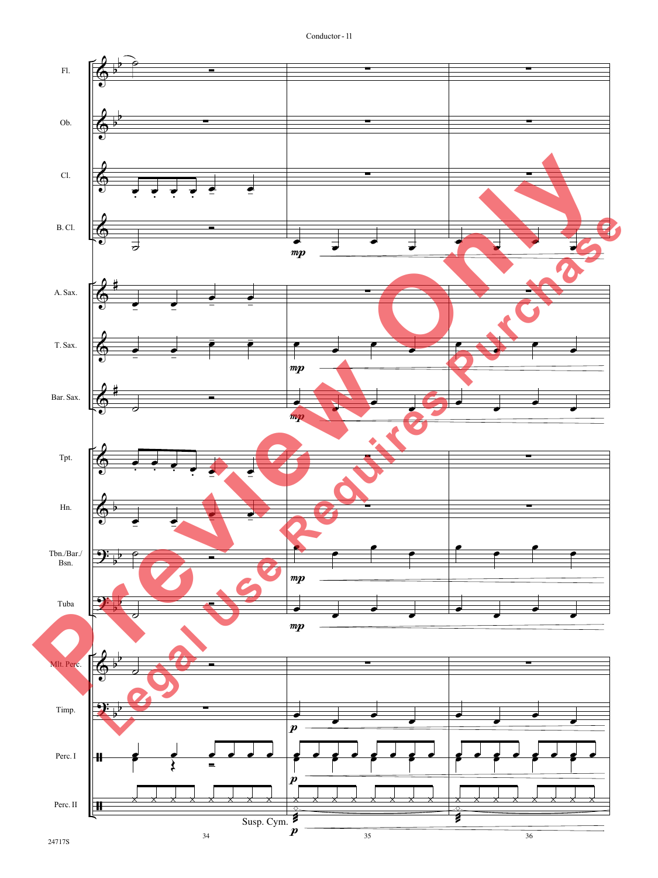Fl.

Ob.

Cl.

B. Cl.

A. Sax.

T. Sax.

Bar. Sax.

Tpt.

Hn.

Tbn./Bar./ Bsn.

Tuba

Mlt. Perc.

Timp.

Perc. I

Perc. II

Susp. Cym.

34

35

36

24717S

Preview Only

Legal Use Requires Purchase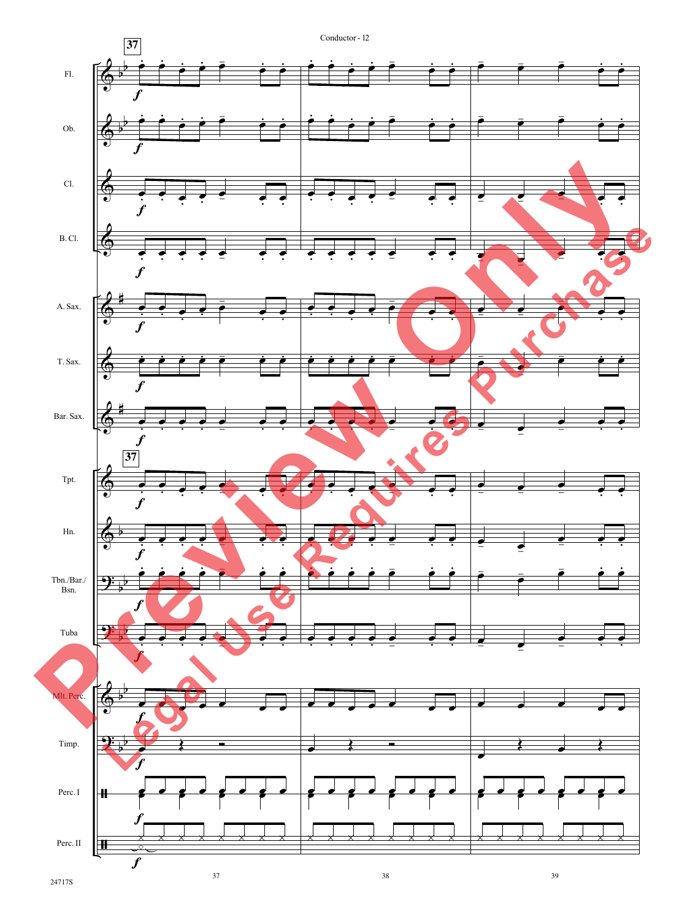Conductor - 12

37

Fl.

Ob.

Cl.

B. Cl.

A. Sax.

T. Sax.

Bar. Sax.

Tpt.

Hn.

Tbn./Bar./ Bsn.

Tuba

Mlt. Perc.

Timp.

Perc. I

Perc. II

Preview Only

Legal Use Requires Purchase

24717S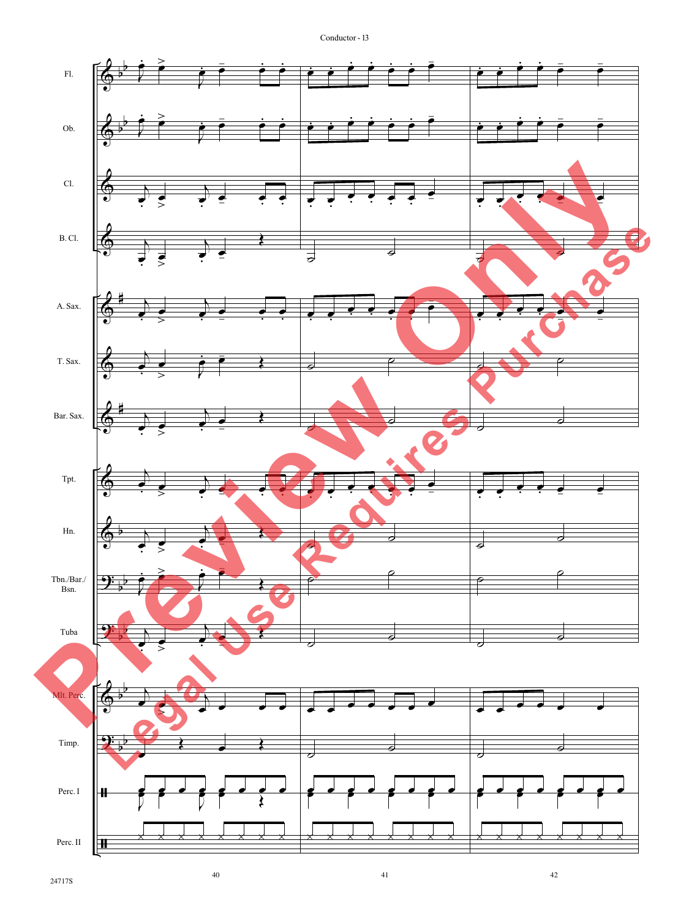Fl.

Ob.

Cl.

B. Cl.

A. Sax.

T. Sax.

Bar. Sax.

Tpt.

Hn.

Tbn./Bar./ Bsn.

Tuba

Mlt. Perc.

Timp.

Perc. I

Perc. II

24717S

Preview Only

Legal Use Requires Purchase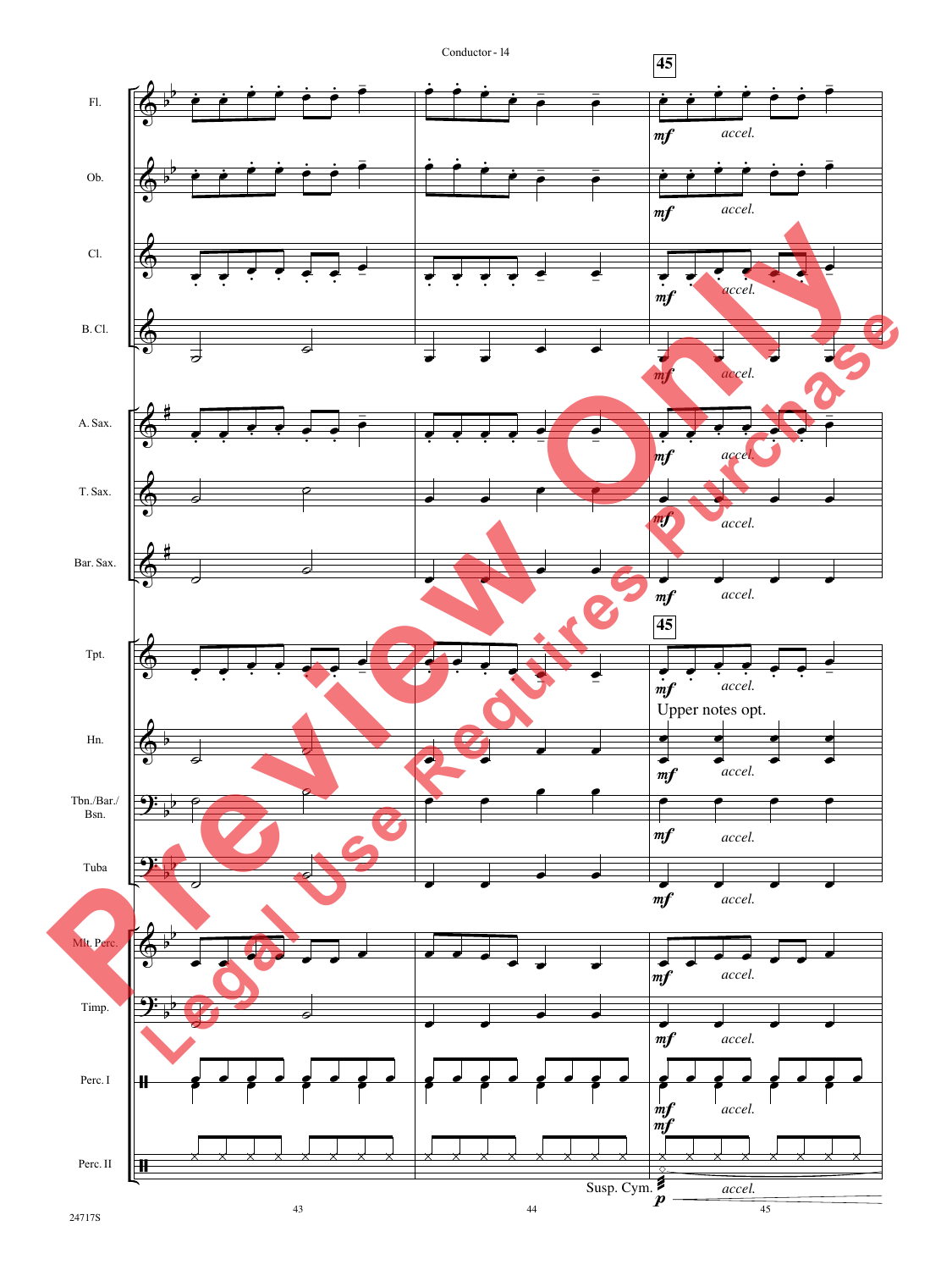Conductor - 14

45

Upper notes opt.

Susp. Cym.

accel.

24717S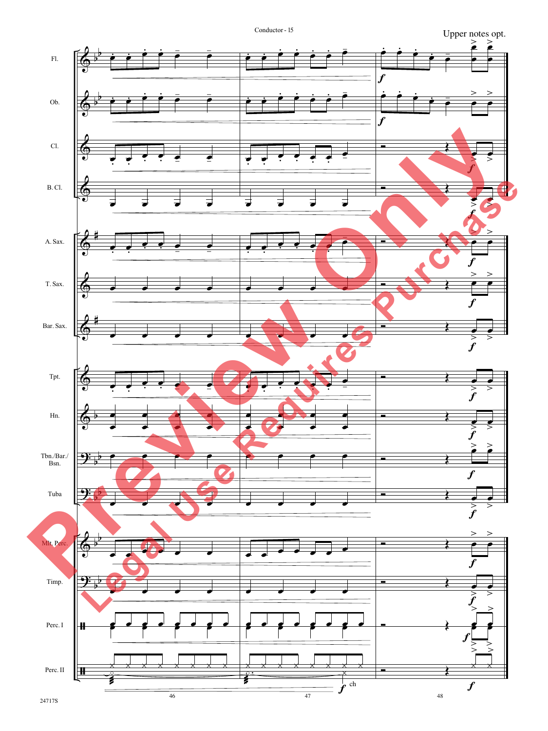Upper notes opt.

Fl.

Ob.

Cl.

B. Cl.

A. Sax.

T. Sax.

Bar. Sax.

Tpt.

Hn.

Tbn./Bar./ Bsn.

Tuba

Mlt. Perc.

Timp.

Perc. I

Perc. II

ch

46

47

48

24717S

Preview Only

Legal Use Requires Purchase